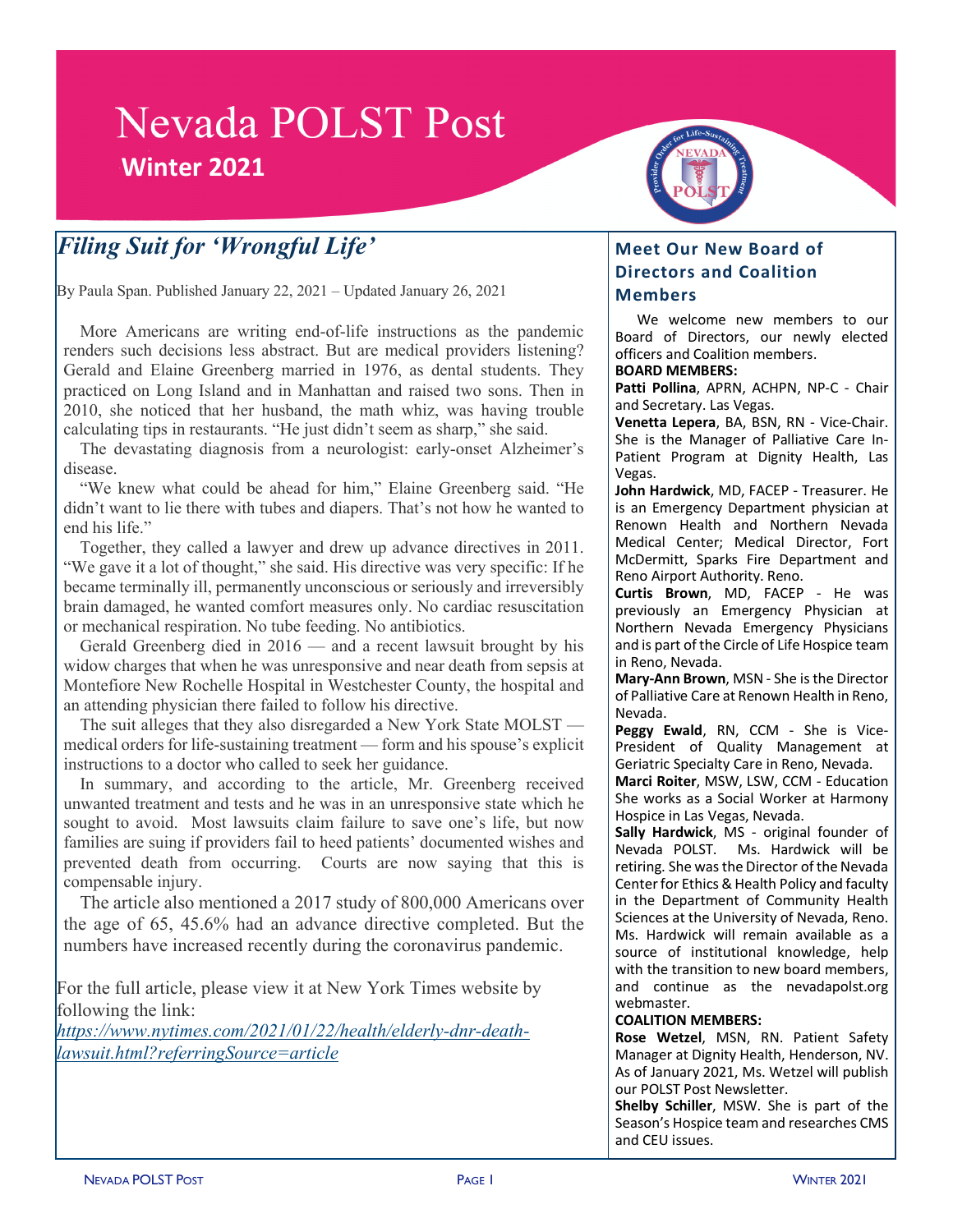# Nevada POLST Post

**Winter 2021**

## *Filing Suit for 'Wrongful Life'*

By Paula Span. Published January 22, 2021 – Updated January 26, 2021

More Americans are writing end-of-life instructions as the pandemic renders such decisions less abstract. But are medical providers listening? Gerald and Elaine Greenberg married in 1976, as dental students. They practiced on Long Island and in Manhattan and raised two sons. Then in 2010, she noticed that her husband, the math whiz, was having trouble calculating tips in restaurants. "He just didn't seem as sharp," she said.

The devastating diagnosis from a neurologist: early-onset Alzheimer's disease.

"We knew what could be ahead for him," Elaine Greenberg said. "He didn't want to lie there with tubes and diapers. That's not how he wanted to end his life."

Together, they called a lawyer and drew up advance directives in 2011. "We gave it a lot of thought," she said. His directive was very specific: If he became terminally ill, permanently unconscious or seriously and irreversibly brain damaged, he wanted comfort measures only. No cardiac resuscitation or mechanical respiration. No tube feeding. No antibiotics.

Gerald Greenberg died in 2016 — and a recent lawsuit brought by his widow charges that when he was unresponsive and near death from sepsis at Montefiore New Rochelle Hospital in Westchester County, the hospital and an attending physician there failed to follow his directive.

The suit alleges that they also disregarded a New York State MOLST — medical orders for life-sustaining treatment — form and his spouse's explicit instructions to a doctor who called to seek her guidance.

In summary, and according to the article, Mr. Greenberg received unwanted treatment and tests and he was in an unresponsive state which he sought to avoid. Most lawsuits claim failure to save one's life, but now families are suing if providers fail to heed patients' documented wishes and prevented death from occurring. Courts are now saying that this is compensable injury.

The article also mentioned a 2017 study of 800,000 Americans over the age of 65, 45.6% had an advance directive completed. But the numbers have increased recently during the coronavirus pandemic.

For the full article, please view it at New York Times website by following the link:
*https://www.nytimes.com/2021/01/22/health/elderly-dnr-death-lawsuit.html?referringSource=article*

## Meet Our New Board of Directors and Coalition Members

We welcome new members to our Board of Directors, our newly elected officers and Coalition members.

**BOARD MEMBERS:**

**Patti Pollina**, APRN, ACHPN, NP-C - Chair and Secretary. Las Vegas.

**Venetta Lepera**, BA, BSN, RN - Vice-Chair. She is the Manager of Palliative Care In-Patient Program at Dignity Health, Las Vegas.

**John Hardwick**, MD, FACEP - Treasurer. He is an Emergency Department physician at Renown Health and Northern Nevada Medical Center; Medical Director, Fort McDermitt, Sparks Fire Department and Reno Airport Authority. Reno.

**Curtis Brown**, MD, FACEP - He was previously an Emergency Physician at Northern Nevada Emergency Physicians and is part of the Circle of Life Hospice team in Reno, Nevada.

**Mary-Ann Brown**, MSN - She is the Director of Palliative Care at Renown Health in Reno, Nevada.

**Peggy Ewald**, RN, CCM - She is Vice-President of Quality Management at Geriatric Specialty Care in Reno, Nevada.

**Marci Roiter**, MSW, LSW, CCM - Education She works as a Social Worker at Harmony Hospice in Las Vegas, Nevada.

**Sally Hardwick**, MS - original founder of Nevada POLST. Ms. Hardwick will be retiring. She was the Director of the Nevada Center for Ethics & Health Policy and faculty in the Department of Community Health Sciences at the University of Nevada, Reno. Ms. Hardwick will remain available as a source of institutional knowledge, help with the transition to new board members, and continue as the nevadapolst.org webmaster.

**COALITION MEMBERS:**

**Rose Wetzel**, MSN, RN. Patient Safety Manager at Dignity Health, Henderson, NV. As of January 2021, Ms. Wetzel will publish our POLST Post Newsletter.

**Shelby Schiller**, MSW. She is part of the Season's Hospice team and researches CMS and CEU issues.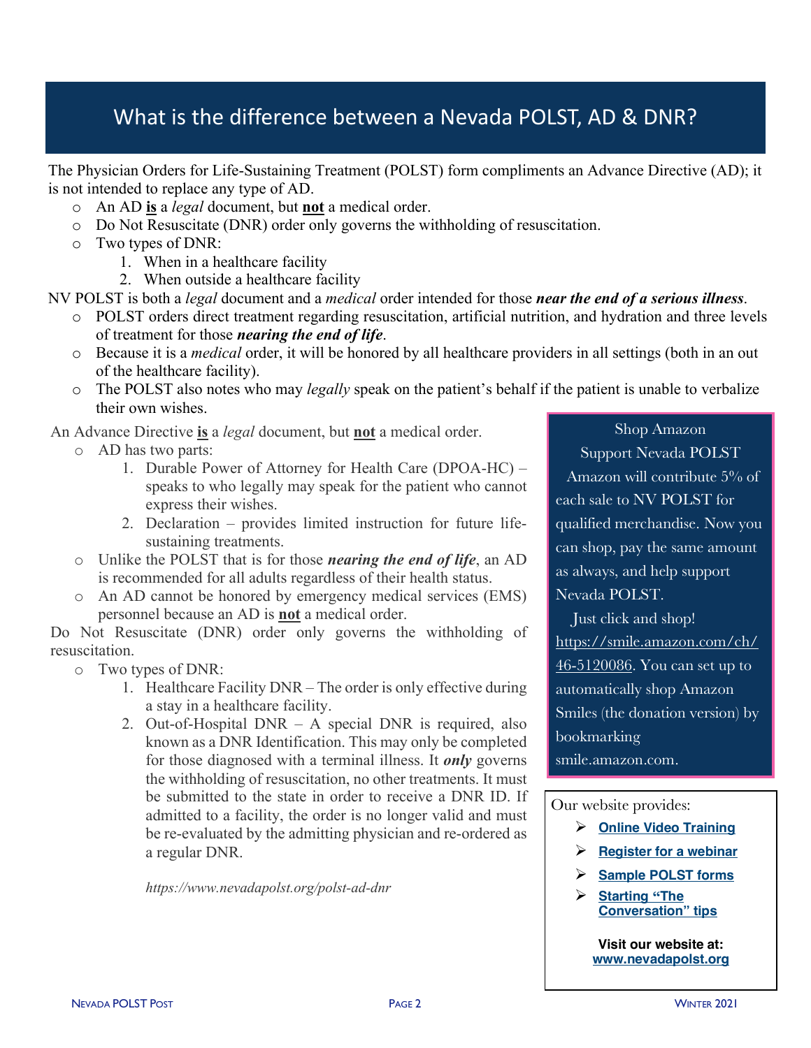# What is the difference between a Nevada POLST, AD & DNR?

The Physician Orders for Life-Sustaining Treatment (POLST) form compliments an Advance Directive (AD); it is not intended to replace any type of AD.

- An AD **is** a *legal* document, but **not** a medical order.
- Do Not Resuscitate (DNR) order only governs the withholding of resuscitation.
- Two types of DNR:
  1. When in a healthcare facility
  2. When outside a healthcare facility

NV POLST is both a *legal* document and a *medical* order intended for those ***near the end of a serious illness***.

- POLST orders direct treatment regarding resuscitation, artificial nutrition, and hydration and three levels of treatment for those ***nearing the end of life***.
- Because it is a *medical* order, it will be honored by all healthcare providers in all settings (both in an out of the healthcare facility).
- The POLST also notes who may *legally* speak on the patient's behalf if the patient is unable to verbalize their own wishes.

An Advance Directive **is** a *legal* document, but **not** a medical order.

- AD has two parts:
  1. Durable Power of Attorney for Health Care (DPOA-HC) – speaks to who legally may speak for the patient who cannot express their wishes.
  2. Declaration – provides limited instruction for future life-sustaining treatments.
- Unlike the POLST that is for those ***nearing the end of life***, an AD is recommended for all adults regardless of their health status.
- An AD cannot be honored by emergency medical services (EMS) personnel because an AD is **not** a medical order.

Do Not Resuscitate (DNR) order only governs the withholding of resuscitation.

- Two types of DNR:
  1. Healthcare Facility DNR – The order is only effective during a stay in a healthcare facility.
  2. Out-of-Hospital DNR – A special DNR is required, also known as a DNR Identification. This may only be completed for those diagnosed with a terminal illness. It ***only*** governs the withholding of resuscitation, no other treatments. It must be submitted to the state in order to receive a DNR ID. If admitted to a facility, the order is no longer valid and must be re-evaluated by the admitting physician and re-ordered as a regular DNR.

*https://www.nevadapolst.org/polst-ad-dnr*

Shop Amazon

Support Nevada POLST

Amazon will contribute 5% of each sale to NV POLST for qualified merchandise. Now you can shop, pay the same amount as always, and help support Nevada POLST.

Just click and shop! https://smile.amazon.com/ch/46-5120086. You can set up to automatically shop Amazon Smiles (the donation version) by bookmarking smile.amazon.com.

Our website provides:

- **Online Video Training**
- **Register for a webinar**
- **Sample POLST forms**
- **Starting "The Conversation" tips**

**Visit our website at: www.nevadapolst.org**